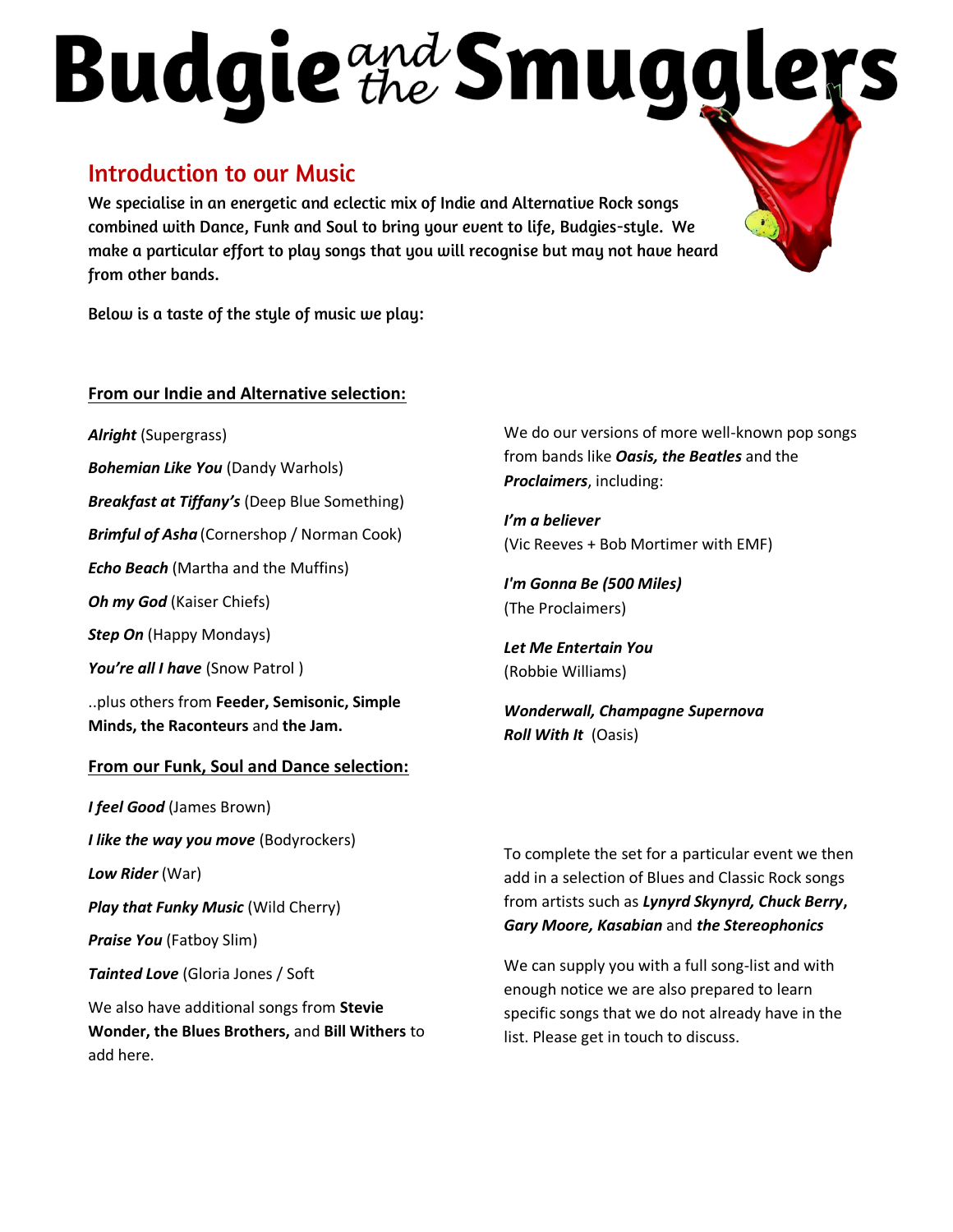# Budgie and the Smugglers

## Introduction to our Music

We specialise in an energetic and eclectic mix of Indie and Alternative Rock songs combined with Dance, Funk and Soul to bring your event to life, Budgies-style. We make a particular effort to play songs that you will recognise but may not have heard from other bands.

Below is a taste of the style of music we play:

### From our Indie and Alternative selection:

***Alright*** (Supergrass)

***Bohemian Like You*** (Dandy Warhols)

***Breakfast at Tiffany's*** (Deep Blue Something)

***Brimful of Asha*** (Cornershop / Norman Cook)

***Echo Beach*** (Martha and the Muffins)

***Oh my God*** (Kaiser Chiefs)

***Step On*** (Happy Mondays)

***You're all I have*** (Snow Patrol )

..plus others from **Feeder, Semisonic, Simple Minds, the Raconteurs** and **the Jam.**

### From our Funk, Soul and Dance selection:

***I feel Good*** (James Brown)

***I like the way you move*** (Bodyrockers)

***Low Rider*** (War)

***Play that Funky Music*** (Wild Cherry)

***Praise You*** (Fatboy Slim)

***Tainted Love*** (Gloria Jones / Soft

We also have additional songs from **Stevie Wonder, the Blues Brothers,** and **Bill Withers** to add here.

We do our versions of more well-known pop songs from bands like ***Oasis, the Beatles*** and the ***Proclaimers***, including:

***I'm a believer***
(Vic Reeves + Bob Mortimer with EMF)

***I'm Gonna Be (500 Miles)***
(The Proclaimers)

***Let Me Entertain You***
(Robbie Williams)

***Wonderwall, Champagne Supernova***
***Roll With It*** (Oasis)

To complete the set for a particular event we then add in a selection of Blues and Classic Rock songs from artists such as ***Lynyrd Skynyrd, Chuck Berry***, ***Gary Moore, Kasabian*** and ***the Stereophonics***

We can supply you with a full song-list and with enough notice we are also prepared to learn specific songs that we do not already have in the list. Please get in touch to discuss.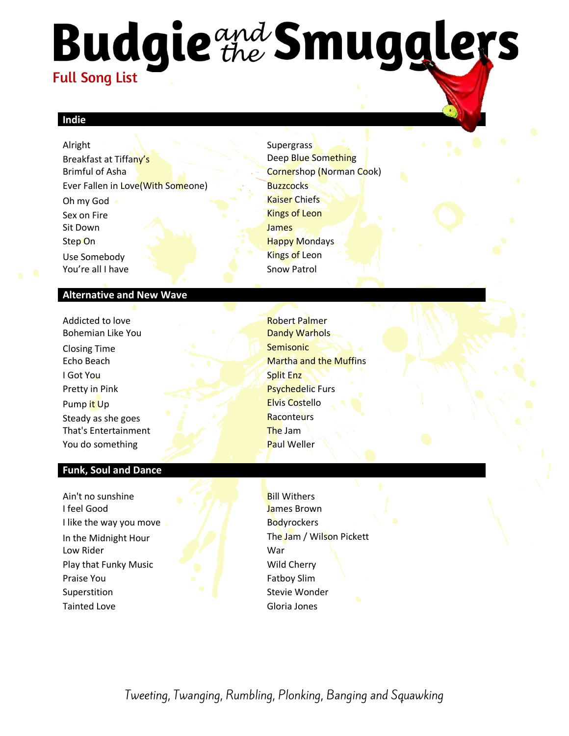# Budgie and the Smugglers

## Full Song List

### Indie

| Song | Artist |
| --- | --- |
| Alright | Supergrass |
| Breakfast at Tiffany's | Deep Blue Something |
| Brimful of Asha | Cornershop (Norman Cook) |
| Ever Fallen in Love(With Someone) | Buzzcocks |
| Oh my God | Kaiser Chiefs |
| Sex on Fire | Kings of Leon |
| Sit Down | James |
| Step On | Happy Mondays |
| Use Somebody | Kings of Leon |
| You're all I have | Snow Patrol |

### Alternative and New Wave

| Song | Artist |
| --- | --- |
| Addicted to love | Robert Palmer |
| Bohemian Like You | Dandy Warhols |
| Closing Time | Semisonic |
| Echo Beach | Martha and the Muffins |
| I Got You | Split Enz |
| Pretty in Pink | Psychedelic Furs |
| Pump it Up | Elvis Costello |
| Steady as she goes | Raconteurs |
| That's Entertainment | The Jam |
| You do something | Paul Weller |

### Funk, Soul and Dance

| Song | Artist |
| --- | --- |
| Ain't no sunshine | Bill Withers |
| I feel Good | James Brown |
| I like the way you move | Bodyrockers |
| In the Midnight Hour | The Jam / Wilson Pickett |
| Low Rider | War |
| Play that Funky Music | Wild Cherry |
| Praise You | Fatboy Slim |
| Superstition | Stevie Wonder |
| Tainted Love | Gloria Jones |

*Tweeting, Twanging, Rumbling, Plonking, Banging and Squawking*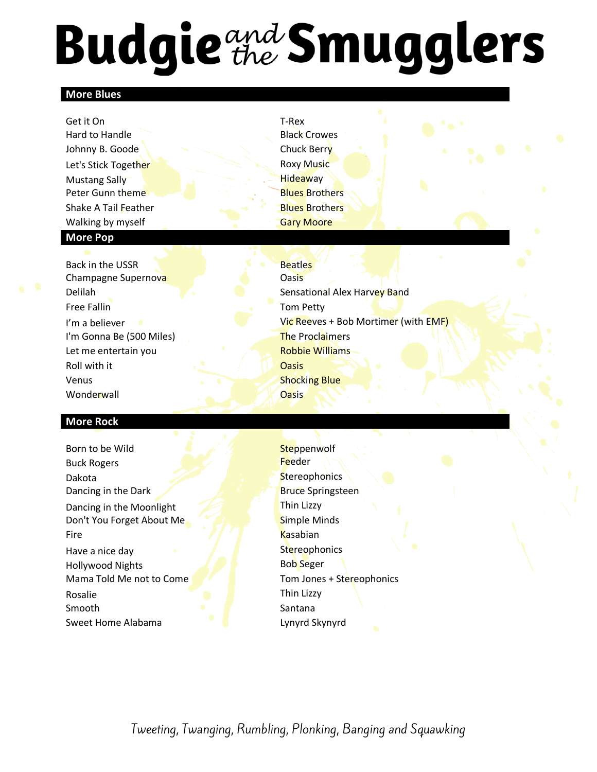# Budgie and the Smugglers

## More Blues

| | |
|---|---|
| Get it On | T-Rex |
| Hard to Handle | Black Crowes |
| Johnny B. Goode | Chuck Berry |
| Let's Stick Together | Roxy Music |
| Mustang Sally | Hideaway |
| Peter Gunn theme | Blues Brothers |
| Shake A Tail Feather | Blues Brothers |
| Walking by myself | Gary Moore |

## More Pop

| | |
|---|---|
| Back in the USSR | Beatles |
| Champagne Supernova | Oasis |
| Delilah | Sensational Alex Harvey Band |
| Free Fallin | Tom Petty |
| I'm a believer | Vic Reeves + Bob Mortimer (with EMF) |
| I'm Gonna Be (500 Miles) | The Proclaimers |
| Let me entertain you | Robbie Williams |
| Roll with it | Oasis |
| Venus | Shocking Blue |
| Wonderwall | Oasis |

## More Rock

| | |
|---|---|
| Born to be Wild | Steppenwolf |
| Buck Rogers | Feeder |
| Dakota | Stereophonics |
| Dancing in the Dark | Bruce Springsteen |
| Dancing in the Moonlight | Thin Lizzy |
| Don't You Forget About Me | Simple Minds |
| Fire | Kasabian |
| Have a nice day | Stereophonics |
| Hollywood Nights | Bob Seger |
| Mama Told Me not to Come | Tom Jones + Stereophonics |
| Rosalie | Thin Lizzy |
| Smooth | Santana |
| Sweet Home Alabama | Lynyrd Skynyrd |

*Tweeting, Twanging, Rumbling, Plonking, Banging and Squawking*